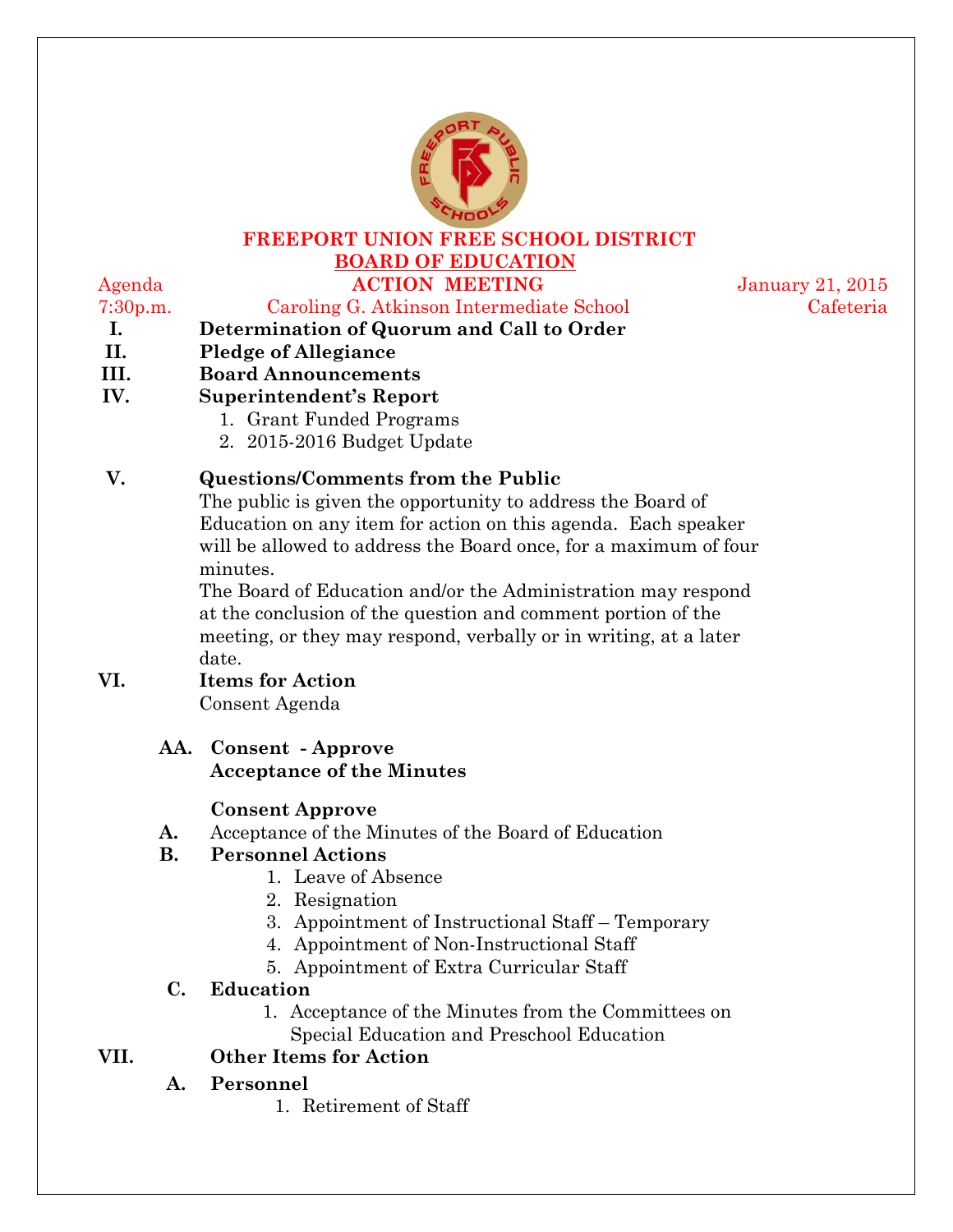# FREEPORT UNION FREE SCHOOL DISTRICT

## BOARD OF EDUCATION

Agenda — **ACTION MEETING** — January 21, 2015

7:30p.m. — Caroling G. Atkinson Intermediate School — Cafeteria

**I. Determination of Quorum and Call to Order**

**II. Pledge of Allegiance**

**III. Board Announcements**

**IV. Superintendent's Report**

1. Grant Funded Programs
2. 2015-2016 Budget Update

**V. Questions/Comments from the Public**

The public is given the opportunity to address the Board of Education on any item for action on this agenda. Each speaker will be allowed to address the Board once, for a maximum of four minutes.

The Board of Education and/or the Administration may respond at the conclusion of the question and comment portion of the meeting, or they may respond, verbally or in writing, at a later date.

**VI. Items for Action**

Consent Agenda

**AA. Consent - Approve**
**Acceptance of the Minutes**

**Consent Approve**

**A.** Acceptance of the Minutes of the Board of Education

**B. Personnel Actions**

1. Leave of Absence
2. Resignation
3. Appointment of Instructional Staff – Temporary
4. Appointment of Non-Instructional Staff
5. Appointment of Extra Curricular Staff

**C. Education**

1. Acceptance of the Minutes from the Committees on Special Education and Preschool Education

**VII. Other Items for Action**

**A. Personnel**

1. Retirement of Staff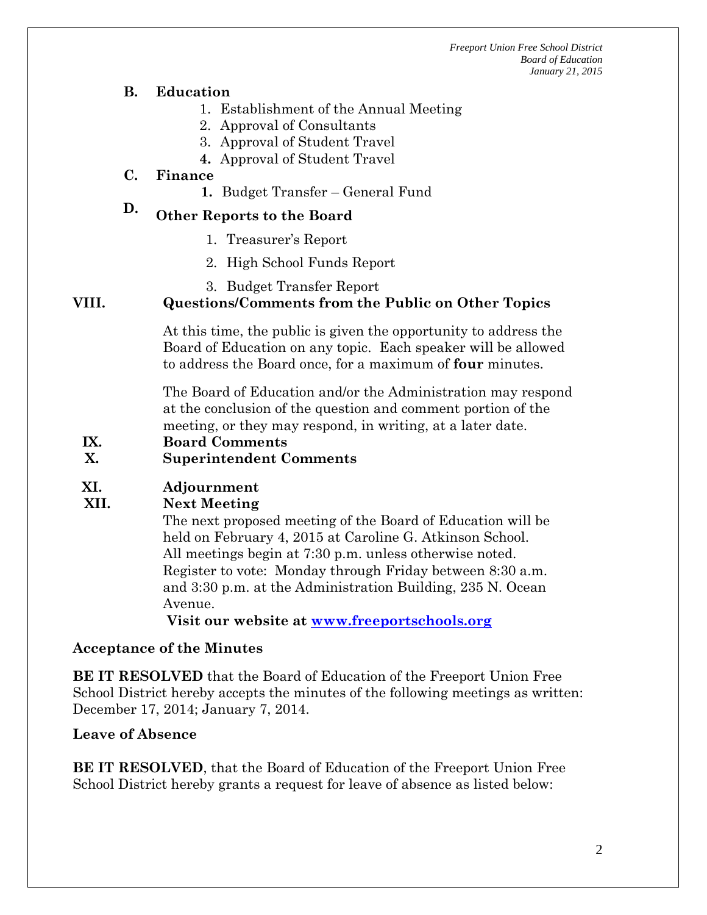**B. Education**

1. Establishment of the Annual Meeting
2. Approval of Consultants
3. Approval of Student Travel
4. Approval of Student Travel

**C. Finance**

1. Budget Transfer – General Fund

**D. Other Reports to the Board**

1. Treasurer's Report
2. High School Funds Report
3. Budget Transfer Report

**VIII. Questions/Comments from the Public on Other Topics**

At this time, the public is given the opportunity to address the Board of Education on any topic. Each speaker will be allowed to address the Board once, for a maximum of **four** minutes.

The Board of Education and/or the Administration may respond at the conclusion of the question and comment portion of the meeting, or they may respond, in writing, at a later date.

**IX. Board Comments**

**X. Superintendent Comments**

**XI. Adjournment**

**XII. Next Meeting**

The next proposed meeting of the Board of Education will be held on February 4, 2015 at Caroline G. Atkinson School. All meetings begin at 7:30 p.m. unless otherwise noted. Register to vote: Monday through Friday between 8:30 a.m. and 3:30 p.m. at the Administration Building, 235 N. Ocean Avenue.

**Visit our website at www.freeportschools.org**

**Acceptance of the Minutes**

**BE IT RESOLVED** that the Board of Education of the Freeport Union Free School District hereby accepts the minutes of the following meetings as written: December 17, 2014; January 7, 2014.

**Leave of Absence**

**BE IT RESOLVED**, that the Board of Education of the Freeport Union Free School District hereby grants a request for leave of absence as listed below: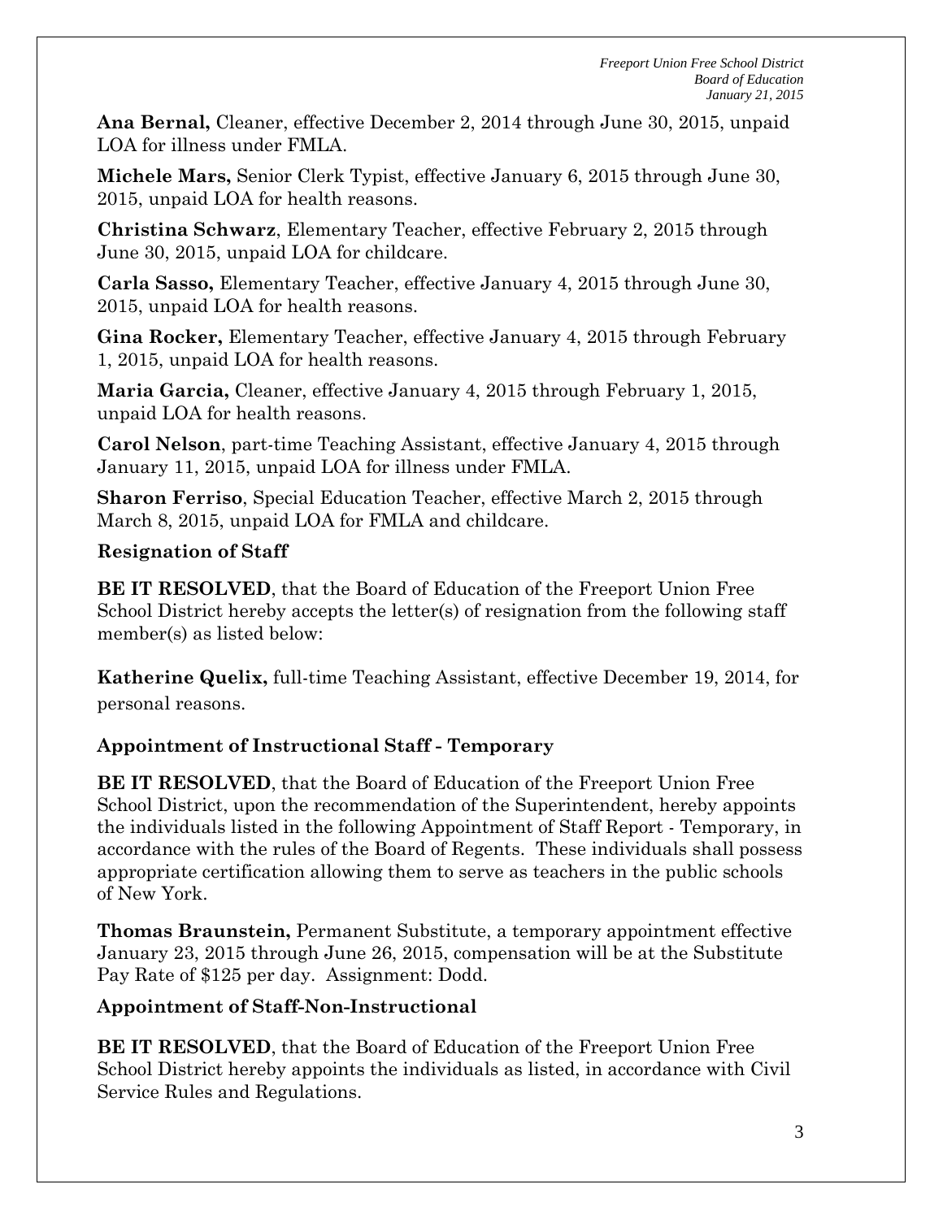**Ana Bernal,** Cleaner, effective December 2, 2014 through June 30, 2015, unpaid LOA for illness under FMLA.

**Michele Mars,** Senior Clerk Typist, effective January 6, 2015 through June 30, 2015, unpaid LOA for health reasons.

**Christina Schwarz**, Elementary Teacher, effective February 2, 2015 through June 30, 2015, unpaid LOA for childcare.

**Carla Sasso,** Elementary Teacher, effective January 4, 2015 through June 30, 2015, unpaid LOA for health reasons.

**Gina Rocker,** Elementary Teacher, effective January 4, 2015 through February 1, 2015, unpaid LOA for health reasons.

**Maria Garcia,** Cleaner, effective January 4, 2015 through February 1, 2015, unpaid LOA for health reasons.

**Carol Nelson**, part-time Teaching Assistant, effective January 4, 2015 through January 11, 2015, unpaid LOA for illness under FMLA.

**Sharon Ferriso**, Special Education Teacher, effective March 2, 2015 through March 8, 2015, unpaid LOA for FMLA and childcare.

### Resignation of Staff

**BE IT RESOLVED**, that the Board of Education of the Freeport Union Free School District hereby accepts the letter(s) of resignation from the following staff member(s) as listed below:

**Katherine Quelix,** full-time Teaching Assistant, effective December 19, 2014, for personal reasons.

### Appointment of Instructional Staff - Temporary

**BE IT RESOLVED**, that the Board of Education of the Freeport Union Free School District, upon the recommendation of the Superintendent, hereby appoints the individuals listed in the following Appointment of Staff Report - Temporary, in accordance with the rules of the Board of Regents. These individuals shall possess appropriate certification allowing them to serve as teachers in the public schools of New York.

**Thomas Braunstein,** Permanent Substitute, a temporary appointment effective January 23, 2015 through June 26, 2015, compensation will be at the Substitute Pay Rate of $125 per day. Assignment: Dodd.

### Appointment of Staff-Non-Instructional

**BE IT RESOLVED**, that the Board of Education of the Freeport Union Free School District hereby appoints the individuals as listed, in accordance with Civil Service Rules and Regulations.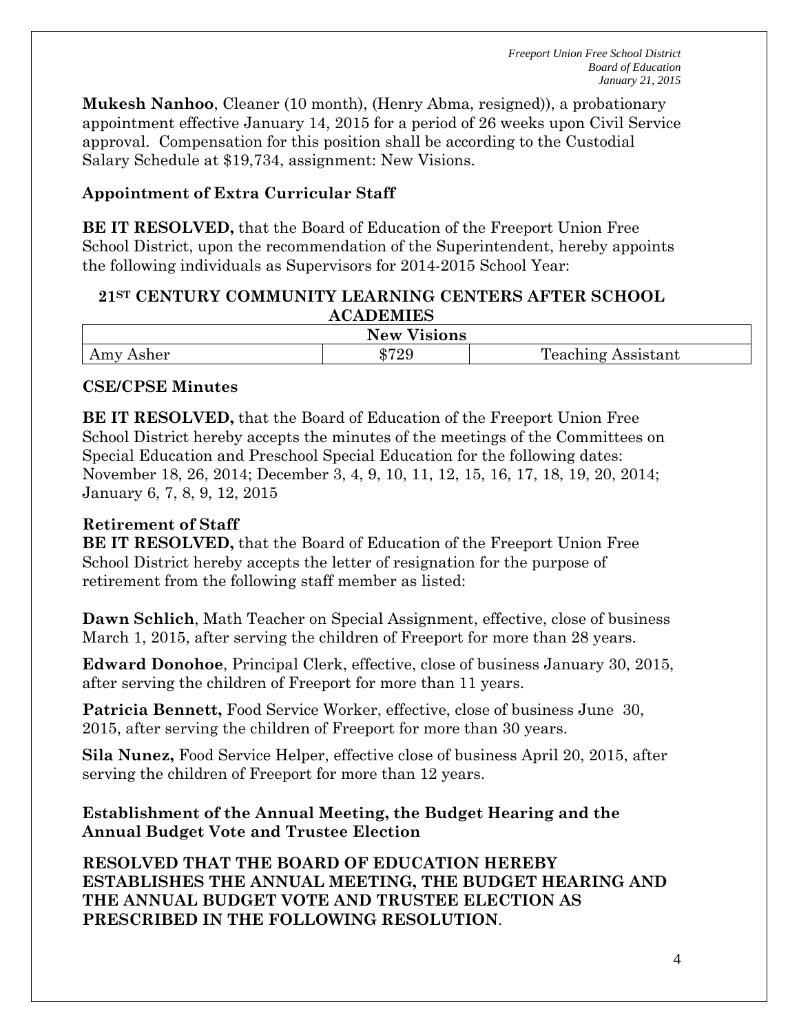**Mukesh Nanhoo**, Cleaner (10 month), (Henry Abma, resigned)), a probationary appointment effective January 14, 2015 for a period of 26 weeks upon Civil Service approval. Compensation for this position shall be according to the Custodial Salary Schedule at $19,734, assignment: New Visions.

**Appointment of Extra Curricular Staff**

**BE IT RESOLVED,** that the Board of Education of the Freeport Union Free School District, upon the recommendation of the Superintendent, hereby appoints the following individuals as Supervisors for 2014-2015 School Year:

**21ST CENTURY COMMUNITY LEARNING CENTERS AFTER SCHOOL ACADEMIES**

| **New Visions** | | |
|---|---|---|
| Amy Asher | $729 | Teaching Assistant |

**CSE/CPSE Minutes**

**BE IT RESOLVED,** that the Board of Education of the Freeport Union Free School District hereby accepts the minutes of the meetings of the Committees on Special Education and Preschool Special Education for the following dates: November 18, 26, 2014; December 3, 4, 9, 10, 11, 12, 15, 16, 17, 18, 19, 20, 2014; January 6, 7, 8, 9, 12, 2015

**Retirement of Staff**

**BE IT RESOLVED,** that the Board of Education of the Freeport Union Free School District hereby accepts the letter of resignation for the purpose of retirement from the following staff member as listed:

**Dawn Schlich**, Math Teacher on Special Assignment, effective, close of business March 1, 2015, after serving the children of Freeport for more than 28 years.

**Edward Donohoe**, Principal Clerk, effective, close of business January 30, 2015, after serving the children of Freeport for more than 11 years.

**Patricia Bennett,** Food Service Worker, effective, close of business June 30, 2015, after serving the children of Freeport for more than 30 years.

**Sila Nunez,** Food Service Helper, effective close of business April 20, 2015, after serving the children of Freeport for more than 12 years.

**Establishment of the Annual Meeting, the Budget Hearing and the Annual Budget Vote and Trustee Election**

**RESOLVED THAT THE BOARD OF EDUCATION HEREBY ESTABLISHES THE ANNUAL MEETING, THE BUDGET HEARING AND THE ANNUAL BUDGET VOTE AND TRUSTEE ELECTION AS PRESCRIBED IN THE FOLLOWING RESOLUTION**.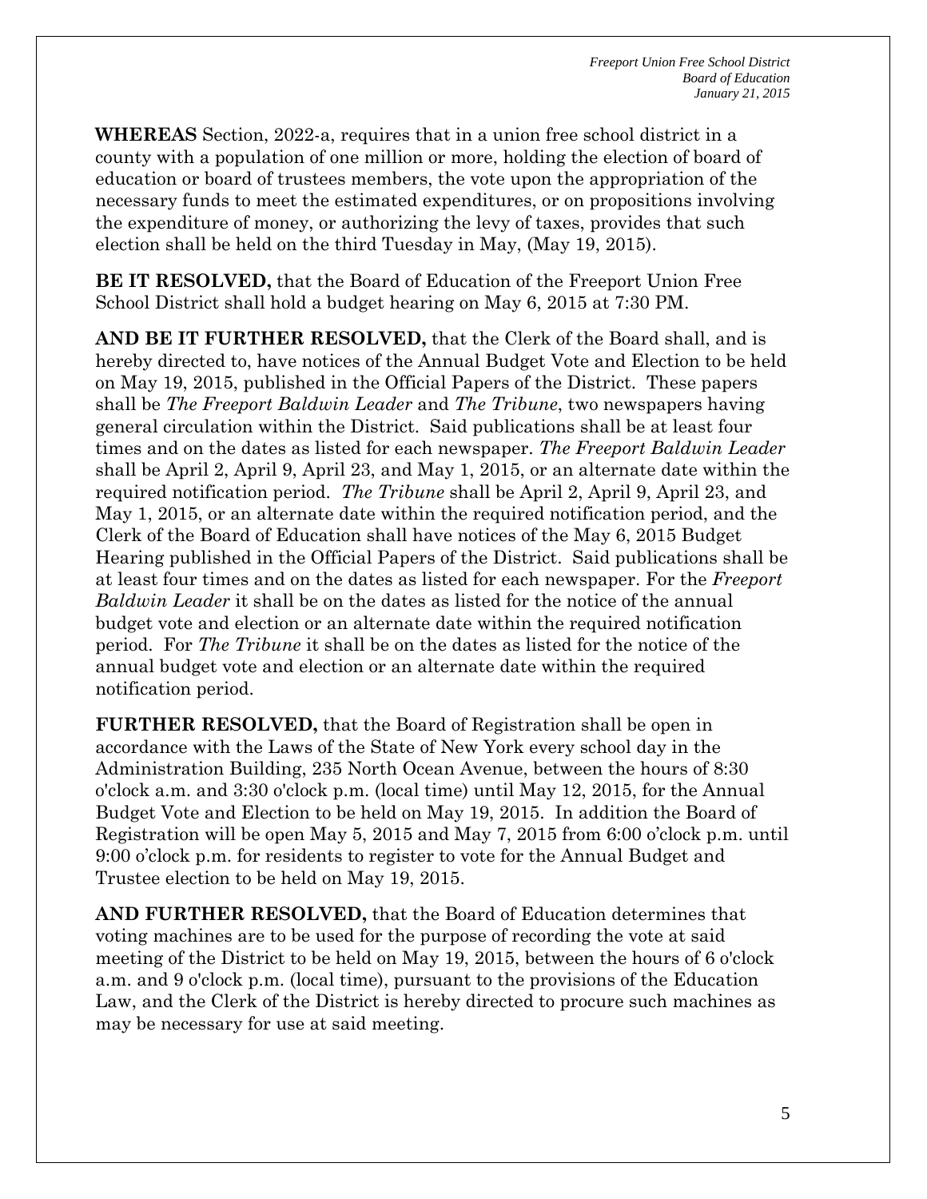**WHEREAS** Section, 2022-a, requires that in a union free school district in a county with a population of one million or more, holding the election of board of education or board of trustees members, the vote upon the appropriation of the necessary funds to meet the estimated expenditures, or on propositions involving the expenditure of money, or authorizing the levy of taxes, provides that such election shall be held on the third Tuesday in May, (May 19, 2015).

**BE IT RESOLVED,** that the Board of Education of the Freeport Union Free School District shall hold a budget hearing on May 6, 2015 at 7:30 PM.

**AND BE IT FURTHER RESOLVED,** that the Clerk of the Board shall, and is hereby directed to, have notices of the Annual Budget Vote and Election to be held on May 19, 2015, published in the Official Papers of the District. These papers shall be *The Freeport Baldwin Leader* and *The Tribune*, two newspapers having general circulation within the District. Said publications shall be at least four times and on the dates as listed for each newspaper. *The Freeport Baldwin Leader* shall be April 2, April 9, April 23, and May 1, 2015, or an alternate date within the required notification period. *The Tribune* shall be April 2, April 9, April 23, and May 1, 2015, or an alternate date within the required notification period, and the Clerk of the Board of Education shall have notices of the May 6, 2015 Budget Hearing published in the Official Papers of the District. Said publications shall be at least four times and on the dates as listed for each newspaper. For the *Freeport Baldwin Leader* it shall be on the dates as listed for the notice of the annual budget vote and election or an alternate date within the required notification period. For *The Tribune* it shall be on the dates as listed for the notice of the annual budget vote and election or an alternate date within the required notification period.

**FURTHER RESOLVED,** that the Board of Registration shall be open in accordance with the Laws of the State of New York every school day in the Administration Building, 235 North Ocean Avenue, between the hours of 8:30 o'clock a.m. and 3:30 o'clock p.m. (local time) until May 12, 2015, for the Annual Budget Vote and Election to be held on May 19, 2015. In addition the Board of Registration will be open May 5, 2015 and May 7, 2015 from 6:00 o'clock p.m. until 9:00 o'clock p.m. for residents to register to vote for the Annual Budget and Trustee election to be held on May 19, 2015.

**AND FURTHER RESOLVED,** that the Board of Education determines that voting machines are to be used for the purpose of recording the vote at said meeting of the District to be held on May 19, 2015, between the hours of 6 o'clock a.m. and 9 o'clock p.m. (local time), pursuant to the provisions of the Education Law, and the Clerk of the District is hereby directed to procure such machines as may be necessary for use at said meeting.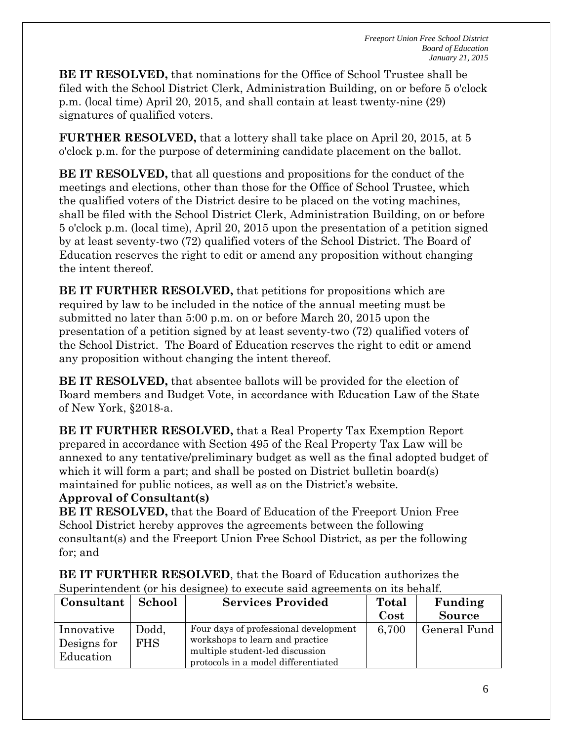**BE IT RESOLVED,** that nominations for the Office of School Trustee shall be filed with the School District Clerk, Administration Building, on or before 5 o'clock p.m. (local time) April 20, 2015, and shall contain at least twenty-nine (29) signatures of qualified voters.

**FURTHER RESOLVED,** that a lottery shall take place on April 20, 2015, at 5 o'clock p.m. for the purpose of determining candidate placement on the ballot.

**BE IT RESOLVED,** that all questions and propositions for the conduct of the meetings and elections, other than those for the Office of School Trustee, which the qualified voters of the District desire to be placed on the voting machines, shall be filed with the School District Clerk, Administration Building, on or before 5 o'clock p.m. (local time), April 20, 2015 upon the presentation of a petition signed by at least seventy-two (72) qualified voters of the School District. The Board of Education reserves the right to edit or amend any proposition without changing the intent thereof.

**BE IT FURTHER RESOLVED,** that petitions for propositions which are required by law to be included in the notice of the annual meeting must be submitted no later than 5:00 p.m. on or before March 20, 2015 upon the presentation of a petition signed by at least seventy-two (72) qualified voters of the School District. The Board of Education reserves the right to edit or amend any proposition without changing the intent thereof.

**BE IT RESOLVED,** that absentee ballots will be provided for the election of Board members and Budget Vote, in accordance with Education Law of the State of New York, §2018-a.

**BE IT FURTHER RESOLVED,** that a Real Property Tax Exemption Report prepared in accordance with Section 495 of the Real Property Tax Law will be annexed to any tentative/preliminary budget as well as the final adopted budget of which it will form a part; and shall be posted on District bulletin board(s) maintained for public notices, as well as on the District's website.

**Approval of Consultant(s)**

**BE IT RESOLVED,** that the Board of Education of the Freeport Union Free School District hereby approves the agreements between the following consultant(s) and the Freeport Union Free School District, as per the following for; and

**BE IT FURTHER RESOLVED**, that the Board of Education authorizes the Superintendent (or his designee) to execute said agreements on its behalf.

| Consultant | School | Services Provided | Total Cost | Funding Source |
|---|---|---|---|---|
| Innovative Designs for Education | Dodd, FHS | Four days of professional development workshops to learn and practice multiple student-led discussion protocols in a model differentiated | 6,700 | General Fund |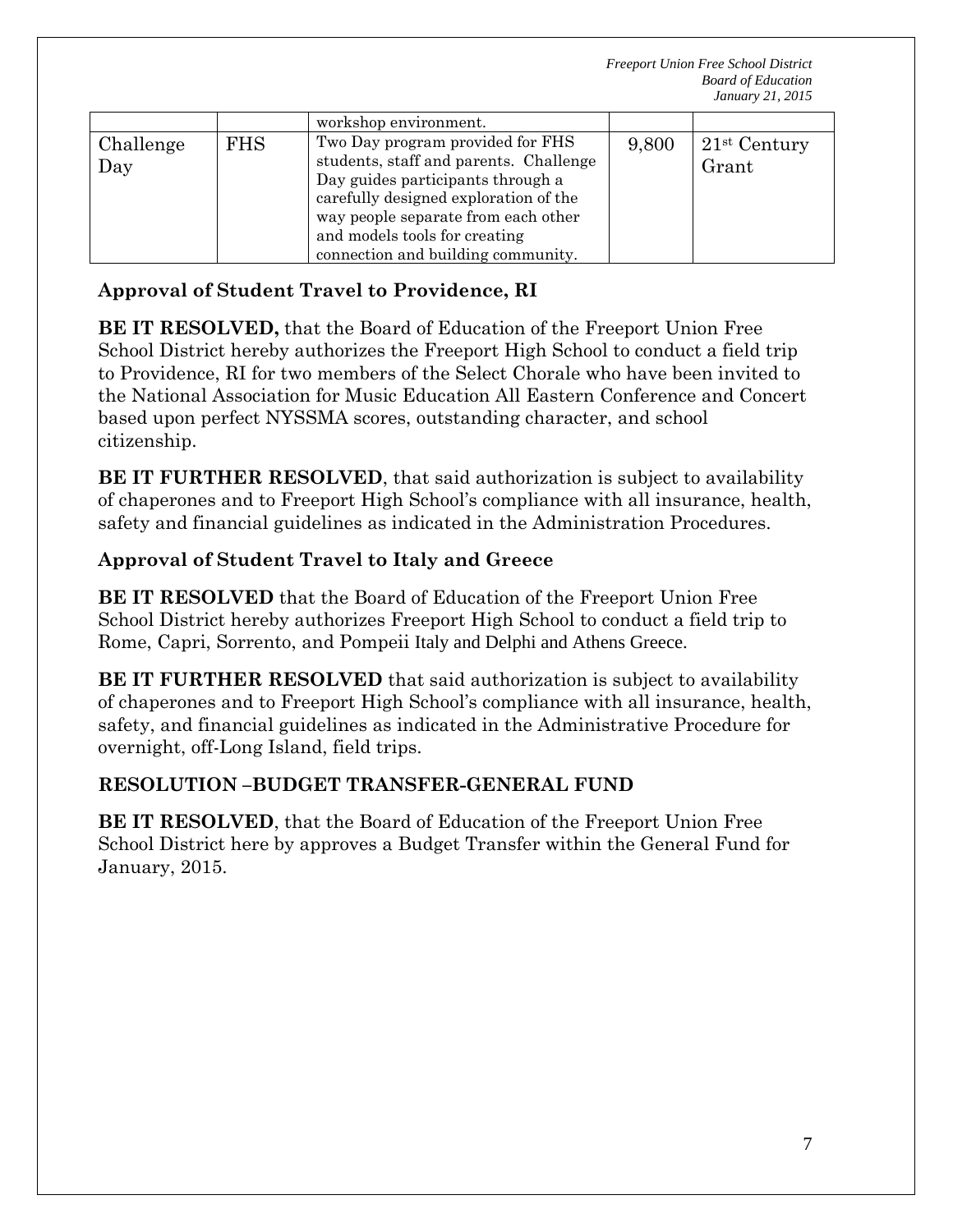| | | | | |
|---|---|---|---|---|
| | | workshop environment. | | |
| Challenge Day | FHS | Two Day program provided for FHS students, staff and parents. Challenge Day guides participants through a carefully designed exploration of the way people separate from each other and models tools for creating connection and building community. | 9,800 | 21st Century Grant |

### Approval of Student Travel to Providence, RI

**BE IT RESOLVED,** that the Board of Education of the Freeport Union Free School District hereby authorizes the Freeport High School to conduct a field trip to Providence, RI for two members of the Select Chorale who have been invited to the National Association for Music Education All Eastern Conference and Concert based upon perfect NYSSMA scores, outstanding character, and school citizenship.

**BE IT FURTHER RESOLVED**, that said authorization is subject to availability of chaperones and to Freeport High School's compliance with all insurance, health, safety and financial guidelines as indicated in the Administration Procedures.

### Approval of Student Travel to Italy and Greece

**BE IT RESOLVED** that the Board of Education of the Freeport Union Free School District hereby authorizes Freeport High School to conduct a field trip to Rome, Capri, Sorrento, and Pompeii Italy and Delphi and Athens Greece.

**BE IT FURTHER RESOLVED** that said authorization is subject to availability of chaperones and to Freeport High School's compliance with all insurance, health, safety, and financial guidelines as indicated in the Administrative Procedure for overnight, off-Long Island, field trips.

### RESOLUTION –BUDGET TRANSFER-GENERAL FUND

**BE IT RESOLVED**, that the Board of Education of the Freeport Union Free School District here by approves a Budget Transfer within the General Fund for January, 2015.